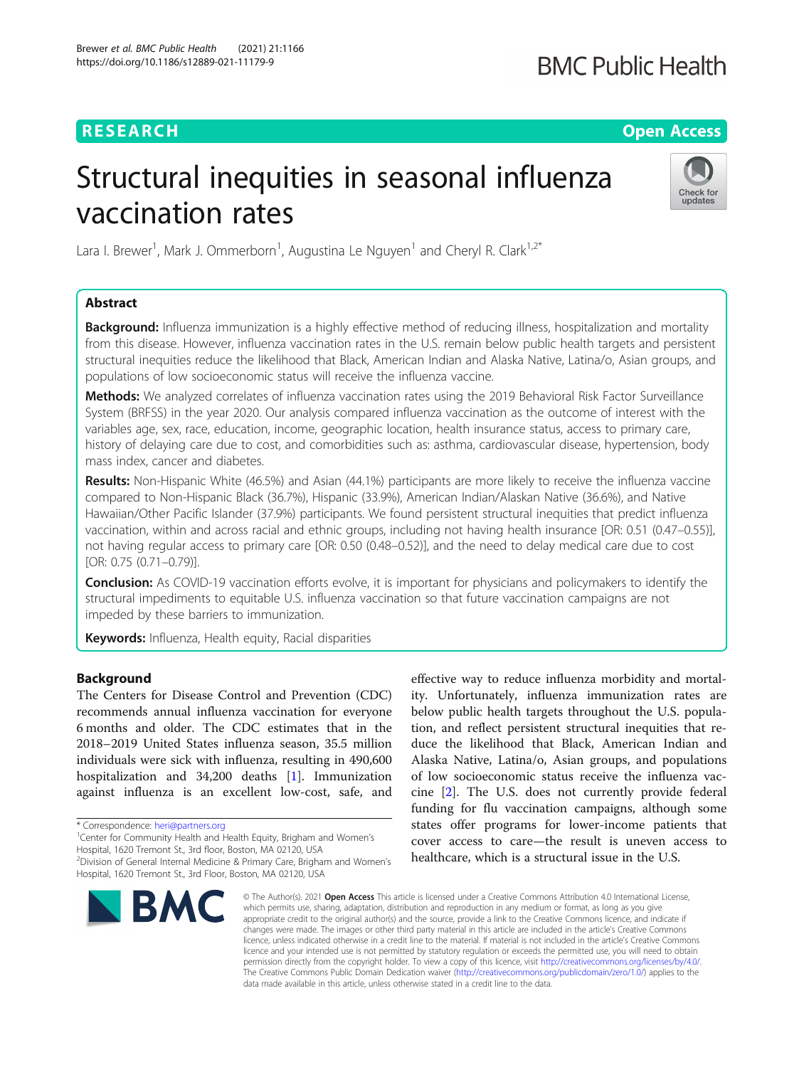RESEARCH

Open Access

# Structural inequities in seasonal influenza vaccination rates

Lara I. Brewer[1], Mark J. Ommerborn[1], Augustina Le Nguyen[1] and Cheryl R. Clark[1,2*]

## Abstract

**Background:** Influenza immunization is a highly effective method of reducing illness, hospitalization and mortality from this disease. However, influenza vaccination rates in the U.S. remain below public health targets and persistent structural inequities reduce the likelihood that Black, American Indian and Alaska Native, Latina/o, Asian groups, and populations of low socioeconomic status will receive the influenza vaccine.

**Methods:** We analyzed correlates of influenza vaccination rates using the 2019 Behavioral Risk Factor Surveillance System (BRFSS) in the year 2020. Our analysis compared influenza vaccination as the outcome of interest with the variables age, sex, race, education, income, geographic location, health insurance status, access to primary care, history of delaying care due to cost, and comorbidities such as: asthma, cardiovascular disease, hypertension, body mass index, cancer and diabetes.

**Results:** Non-Hispanic White (46.5%) and Asian (44.1%) participants are more likely to receive the influenza vaccine compared to Non-Hispanic Black (36.7%), Hispanic (33.9%), American Indian/Alaskan Native (36.6%), and Native Hawaiian/Other Pacific Islander (37.9%) participants. We found persistent structural inequities that predict influenza vaccination, within and across racial and ethnic groups, including not having health insurance [OR: 0.51 (0.47–0.55)], not having regular access to primary care [OR: 0.50 (0.48–0.52)], and the need to delay medical care due to cost [OR: 0.75 (0.71–0.79)].

**Conclusion:** As COVID-19 vaccination efforts evolve, it is important for physicians and policymakers to identify the structural impediments to equitable U.S. influenza vaccination so that future vaccination campaigns are not impeded by these barriers to immunization.

**Keywords:** Influenza, Health equity, Racial disparities

## Background

The Centers for Disease Control and Prevention (CDC) recommends annual influenza vaccination for everyone 6 months and older. The CDC estimates that in the 2018–2019 United States influenza season, 35.5 million individuals were sick with influenza, resulting in 490,600 hospitalization and 34,200 deaths [1]. Immunization against influenza is an excellent low-cost, safe, and effective way to reduce influenza morbidity and mortality. Unfortunately, influenza immunization rates are below public health targets throughout the U.S. population, and reflect persistent structural inequities that reduce the likelihood that Black, American Indian and Alaska Native, Latina/o, Asian groups, and populations of low socioeconomic status receive the influenza vaccine [2]. The U.S. does not currently provide federal funding for flu vaccination campaigns, although some states offer programs for lower-income patients that cover access to care—the result is uneven access to healthcare, which is a structural issue in the U.S.

\* Correspondence: heri@partners.org
[1]Center for Community Health and Health Equity, Brigham and Women's Hospital, 1620 Tremont St., 3rd floor, Boston, MA 02120, USA
[2]Division of General Internal Medicine & Primary Care, Brigham and Women's Hospital, 1620 Tremont St., 3rd Floor, Boston, MA 02120, USA

© The Author(s). 2021 **Open Access** This article is licensed under a Creative Commons Attribution 4.0 International License, which permits use, sharing, adaptation, distribution and reproduction in any medium or format, as long as you give appropriate credit to the original author(s) and the source, provide a link to the Creative Commons licence, and indicate if changes were made. The images or other third party material in this article are included in the article's Creative Commons licence, unless indicated otherwise in a credit line to the material. If material is not included in the article's Creative Commons licence and your intended use is not permitted by statutory regulation or exceeds the permitted use, you will need to obtain permission directly from the copyright holder. To view a copy of this licence, visit http://creativecommons.org/licenses/by/4.0/. The Creative Commons Public Domain Dedication waiver (http://creativecommons.org/publicdomain/zero/1.0/) applies to the data made available in this article, unless otherwise stated in a credit line to the data.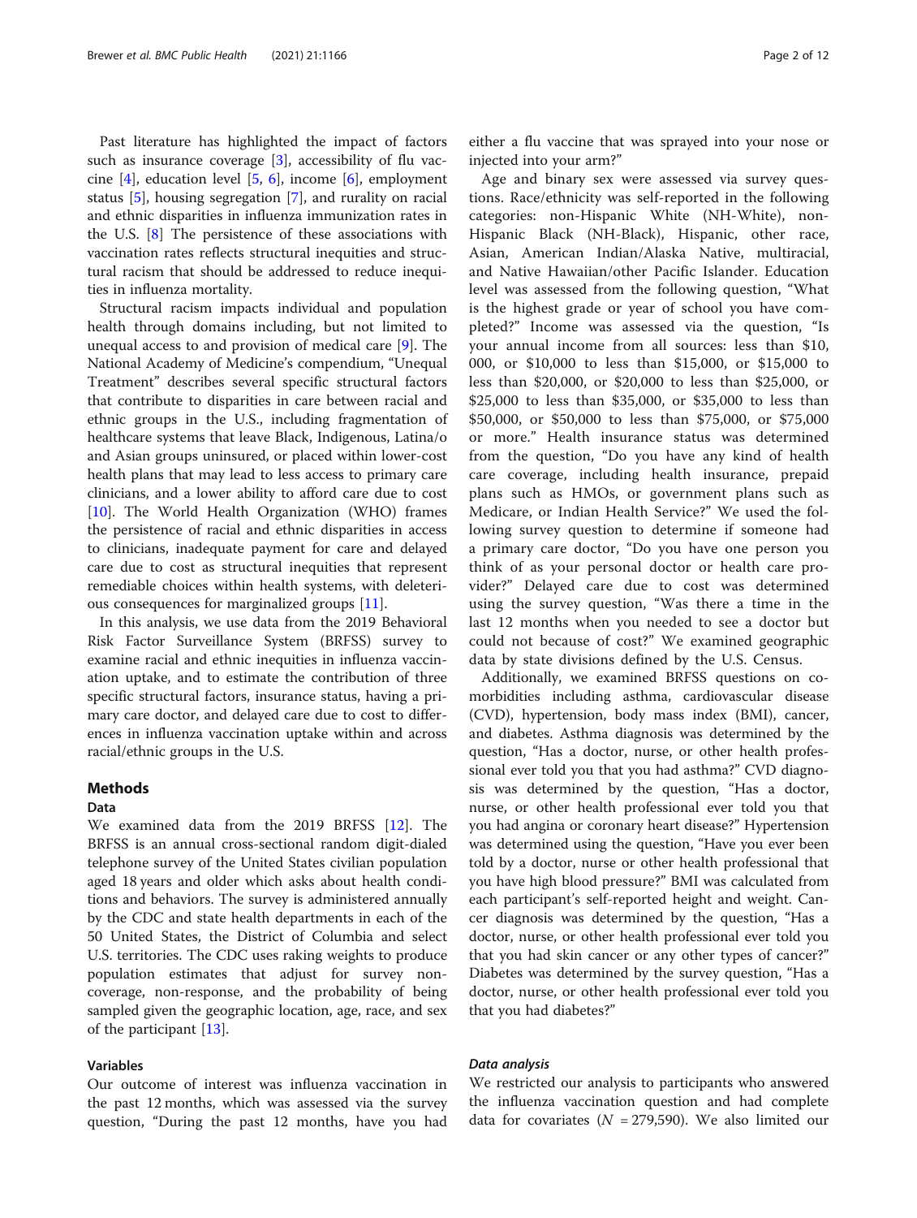Past literature has highlighted the impact of factors such as insurance coverage [3], accessibility of flu vaccine [4], education level [5, 6], income [6], employment status [5], housing segregation [7], and rurality on racial and ethnic disparities in influenza immunization rates in the U.S. [8] The persistence of these associations with vaccination rates reflects structural inequities and structural racism that should be addressed to reduce inequities in influenza mortality.

Structural racism impacts individual and population health through domains including, but not limited to unequal access to and provision of medical care [9]. The National Academy of Medicine's compendium, "Unequal Treatment" describes several specific structural factors that contribute to disparities in care between racial and ethnic groups in the U.S., including fragmentation of healthcare systems that leave Black, Indigenous, Latina/o and Asian groups uninsured, or placed within lower-cost health plans that may lead to less access to primary care clinicians, and a lower ability to afford care due to cost [10]. The World Health Organization (WHO) frames the persistence of racial and ethnic disparities in access to clinicians, inadequate payment for care and delayed care due to cost as structural inequities that represent remediable choices within health systems, with deleterious consequences for marginalized groups [11].

In this analysis, we use data from the 2019 Behavioral Risk Factor Surveillance System (BRFSS) survey to examine racial and ethnic inequities in influenza vaccination uptake, and to estimate the contribution of three specific structural factors, insurance status, having a primary care doctor, and delayed care due to cost to differences in influenza vaccination uptake within and across racial/ethnic groups in the U.S.

## Methods

### Data

We examined data from the 2019 BRFSS [12]. The BRFSS is an annual cross-sectional random digit-dialed telephone survey of the United States civilian population aged 18 years and older which asks about health conditions and behaviors. The survey is administered annually by the CDC and state health departments in each of the 50 United States, the District of Columbia and select U.S. territories. The CDC uses raking weights to produce population estimates that adjust for survey non-coverage, non-response, and the probability of being sampled given the geographic location, age, race, and sex of the participant [13].

### Variables

Our outcome of interest was influenza vaccination in the past 12 months, which was assessed via the survey question, "During the past 12 months, have you had either a flu vaccine that was sprayed into your nose or injected into your arm?"

Age and binary sex were assessed via survey questions. Race/ethnicity was self-reported in the following categories: non-Hispanic White (NH-White), non-Hispanic Black (NH-Black), Hispanic, other race, Asian, American Indian/Alaska Native, multiracial, and Native Hawaiian/other Pacific Islander. Education level was assessed from the following question, "What is the highest grade or year of school you have completed?" Income was assessed via the question, "Is your annual income from all sources: less than $10, 000, or $10,000 to less than $15,000, or $15,000 to less than $20,000, or $20,000 to less than $25,000, or $25,000 to less than $35,000, or $35,000 to less than $50,000, or $50,000 to less than $75,000, or $75,000 or more." Health insurance status was determined from the question, "Do you have any kind of health care coverage, including health insurance, prepaid plans such as HMOs, or government plans such as Medicare, or Indian Health Service?" We used the following survey question to determine if someone had a primary care doctor, "Do you have one person you think of as your personal doctor or health care provider?" Delayed care due to cost was determined using the survey question, "Was there a time in the last 12 months when you needed to see a doctor but could not because of cost?" We examined geographic data by state divisions defined by the U.S. Census.

Additionally, we examined BRFSS questions on co-morbidities including asthma, cardiovascular disease (CVD), hypertension, body mass index (BMI), cancer, and diabetes. Asthma diagnosis was determined by the question, "Has a doctor, nurse, or other health professional ever told you that you had asthma?" CVD diagnosis was determined by the question, "Has a doctor, nurse, or other health professional ever told you that you had angina or coronary heart disease?" Hypertension was determined using the question, "Have you ever been told by a doctor, nurse or other health professional that you have high blood pressure?" BMI was calculated from each participant's self-reported height and weight. Cancer diagnosis was determined by the question, "Has a doctor, nurse, or other health professional ever told you that you had skin cancer or any other types of cancer?" Diabetes was determined by the survey question, "Has a doctor, nurse, or other health professional ever told you that you had diabetes?"

#### *Data analysis*

We restricted our analysis to participants who answered the influenza vaccination question and had complete data for covariates ($N$ = 279,590). We also limited our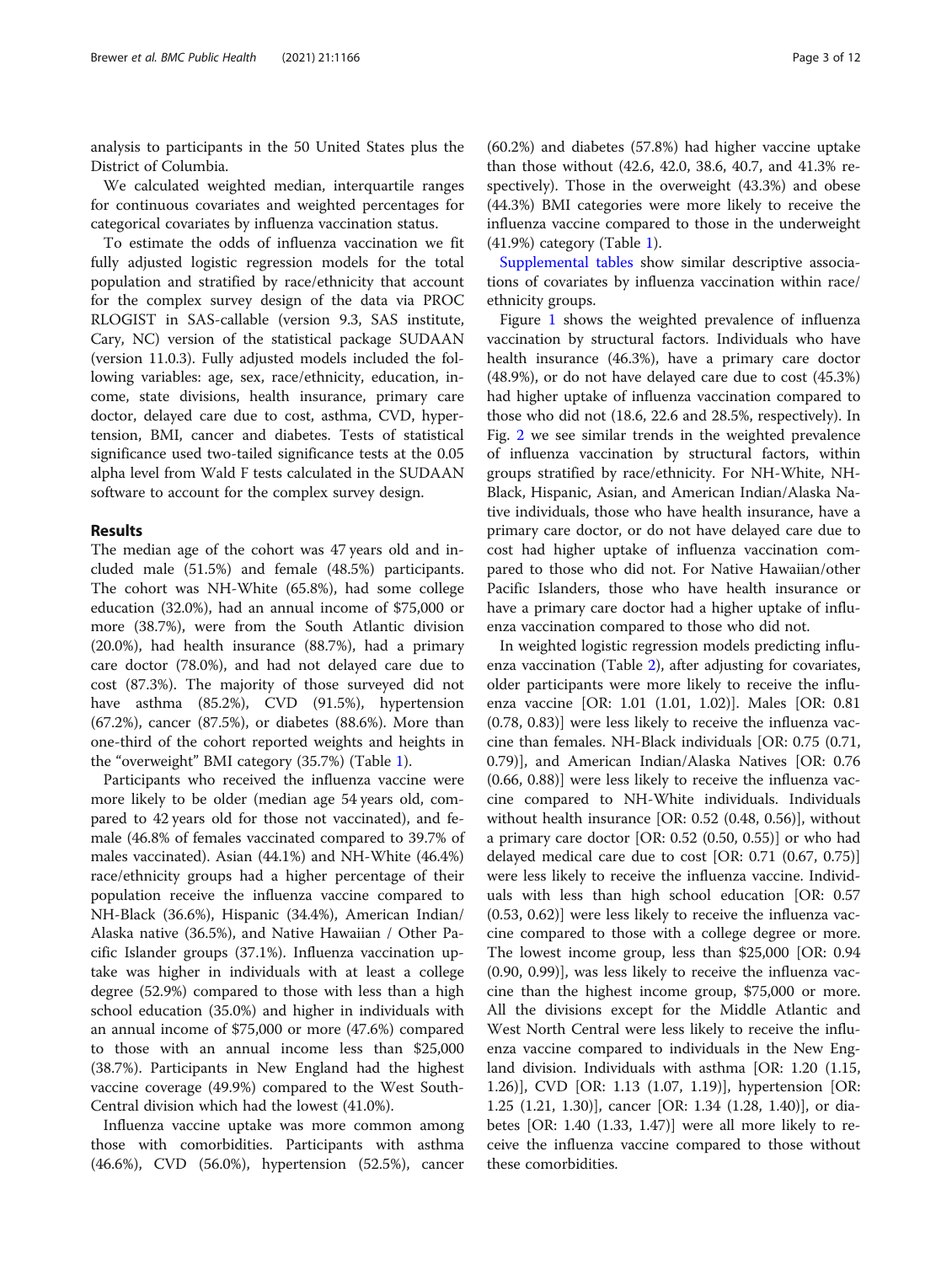analysis to participants in the 50 United States plus the District of Columbia.

We calculated weighted median, interquartile ranges for continuous covariates and weighted percentages for categorical covariates by influenza vaccination status.

To estimate the odds of influenza vaccination we fit fully adjusted logistic regression models for the total population and stratified by race/ethnicity that account for the complex survey design of the data via PROC RLOGIST in SAS-callable (version 9.3, SAS institute, Cary, NC) version of the statistical package SUDAAN (version 11.0.3). Fully adjusted models included the following variables: age, sex, race/ethnicity, education, income, state divisions, health insurance, primary care doctor, delayed care due to cost, asthma, CVD, hypertension, BMI, cancer and diabetes. Tests of statistical significance used two-tailed significance tests at the 0.05 alpha level from Wald F tests calculated in the SUDAAN software to account for the complex survey design.

## Results

The median age of the cohort was 47 years old and included male (51.5%) and female (48.5%) participants. The cohort was NH-White (65.8%), had some college education (32.0%), had an annual income of $75,000 or more (38.7%), were from the South Atlantic division (20.0%), had health insurance (88.7%), had a primary care doctor (78.0%), and had not delayed care due to cost (87.3%). The majority of those surveyed did not have asthma (85.2%), CVD (91.5%), hypertension (67.2%), cancer (87.5%), or diabetes (88.6%). More than one-third of the cohort reported weights and heights in the "overweight" BMI category (35.7%) (Table 1).

Participants who received the influenza vaccine were more likely to be older (median age 54 years old, compared to 42 years old for those not vaccinated), and female (46.8% of females vaccinated compared to 39.7% of males vaccinated). Asian (44.1%) and NH-White (46.4%) race/ethnicity groups had a higher percentage of their population receive the influenza vaccine compared to NH-Black (36.6%), Hispanic (34.4%), American Indian/ Alaska native (36.5%), and Native Hawaiian / Other Pacific Islander groups (37.1%). Influenza vaccination uptake was higher in individuals with at least a college degree (52.9%) compared to those with less than a high school education (35.0%) and higher in individuals with an annual income of $75,000 or more (47.6%) compared to those with an annual income less than $25,000 (38.7%). Participants in New England had the highest vaccine coverage (49.9%) compared to the West South-Central division which had the lowest (41.0%).

Influenza vaccine uptake was more common among those with comorbidities. Participants with asthma (46.6%), CVD (56.0%), hypertension (52.5%), cancer (60.2%) and diabetes (57.8%) had higher vaccine uptake than those without (42.6, 42.0, 38.6, 40.7, and 41.3% respectively). Those in the overweight (43.3%) and obese (44.3%) BMI categories were more likely to receive the influenza vaccine compared to those in the underweight (41.9%) category (Table 1).

Supplemental tables show similar descriptive associations of covariates by influenza vaccination within race/ ethnicity groups.

Figure 1 shows the weighted prevalence of influenza vaccination by structural factors. Individuals who have health insurance (46.3%), have a primary care doctor (48.9%), or do not have delayed care due to cost (45.3%) had higher uptake of influenza vaccination compared to those who did not (18.6, 22.6 and 28.5%, respectively). In Fig. 2 we see similar trends in the weighted prevalence of influenza vaccination by structural factors, within groups stratified by race/ethnicity. For NH-White, NH-Black, Hispanic, Asian, and American Indian/Alaska Native individuals, those who have health insurance, have a primary care doctor, or do not have delayed care due to cost had higher uptake of influenza vaccination compared to those who did not. For Native Hawaiian/other Pacific Islanders, those who have health insurance or have a primary care doctor had a higher uptake of influenza vaccination compared to those who did not.

In weighted logistic regression models predicting influenza vaccination (Table 2), after adjusting for covariates, older participants were more likely to receive the influenza vaccine [OR: 1.01 (1.01, 1.02)]. Males [OR: 0.81 (0.78, 0.83)] were less likely to receive the influenza vaccine than females. NH-Black individuals [OR: 0.75 (0.71, 0.79)], and American Indian/Alaska Natives [OR: 0.76 (0.66, 0.88)] were less likely to receive the influenza vaccine compared to NH-White individuals. Individuals without health insurance [OR: 0.52 (0.48, 0.56)], without a primary care doctor [OR: 0.52 (0.50, 0.55)] or who had delayed medical care due to cost [OR: 0.71 (0.67, 0.75)] were less likely to receive the influenza vaccine. Individuals with less than high school education [OR: 0.57 (0.53, 0.62)] were less likely to receive the influenza vaccine compared to those with a college degree or more. The lowest income group, less than $25,000 [OR: 0.94 (0.90, 0.99)], was less likely to receive the influenza vaccine than the highest income group, $75,000 or more. All the divisions except for the Middle Atlantic and West North Central were less likely to receive the influenza vaccine compared to individuals in the New England division. Individuals with asthma [OR: 1.20 (1.15, 1.26)], CVD [OR: 1.13 (1.07, 1.19)], hypertension [OR: 1.25 (1.21, 1.30)], cancer [OR: 1.34 (1.28, 1.40)], or diabetes [OR: 1.40 (1.33, 1.47)] were all more likely to receive the influenza vaccine compared to those without these comorbidities.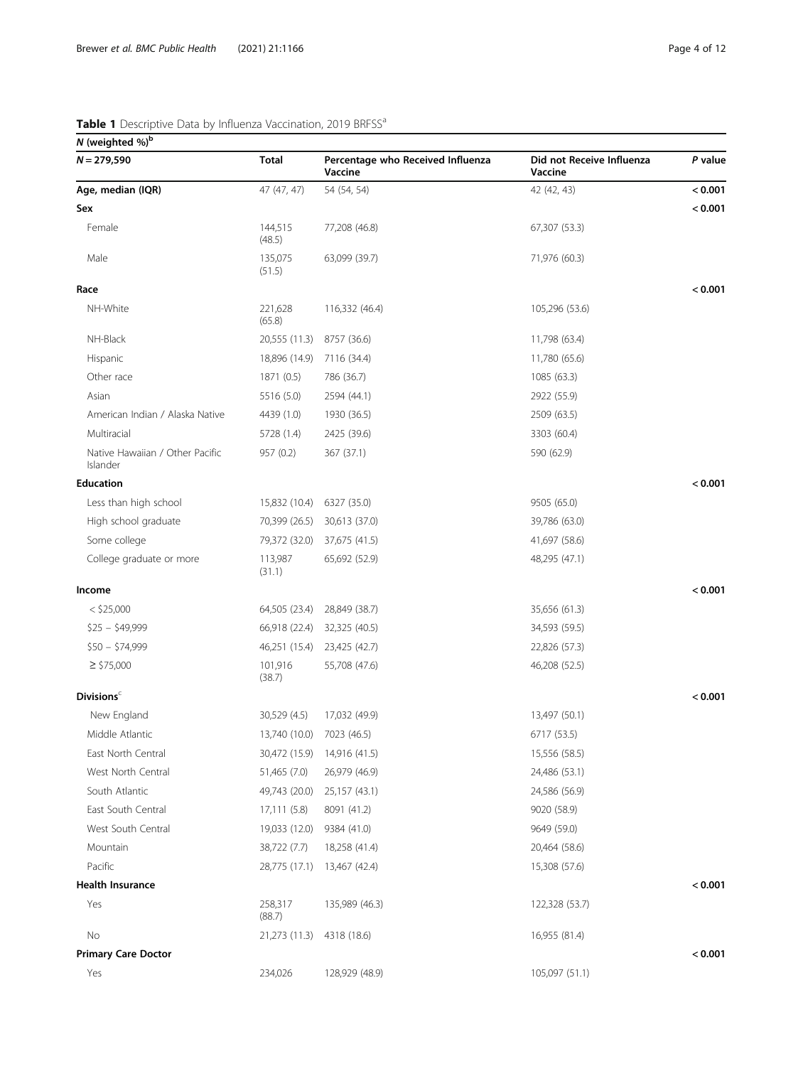**Table 1** Descriptive Data by Influenza Vaccination, 2019 BRFSS[a]

| *N* (weighted %)[b] | | | | |
|---|---|---|---|---|
| *N* = 279,590 | **Total** | **Percentage who Received Influenza Vaccine** | **Did not Receive Influenza Vaccine** | ***P* value** |
| **Age, median (IQR)** | 47 (47, 47) | 54 (54, 54) | 42 (42, 43) | **< 0.001** |
| **Sex** | | | | **< 0.001** |
| Female | 144,515 (48.5) | 77,208 (46.8) | 67,307 (53.3) | |
| Male | 135,075 (51.5) | 63,099 (39.7) | 71,976 (60.3) | |
| **Race** | | | | **< 0.001** |
| NH-White | 221,628 (65.8) | 116,332 (46.4) | 105,296 (53.6) | |
| NH-Black | 20,555 (11.3) | 8757 (36.6) | 11,798 (63.4) | |
| Hispanic | 18,896 (14.9) | 7116 (34.4) | 11,780 (65.6) | |
| Other race | 1871 (0.5) | 786 (36.7) | 1085 (63.3) | |
| Asian | 5516 (5.0) | 2594 (44.1) | 2922 (55.9) | |
| American Indian / Alaska Native | 4439 (1.0) | 1930 (36.5) | 2509 (63.5) | |
| Multiracial | 5728 (1.4) | 2425 (39.6) | 3303 (60.4) | |
| Native Hawaiian / Other Pacific Islander | 957 (0.2) | 367 (37.1) | 590 (62.9) | |
| **Education** | | | | **< 0.001** |
| Less than high school | 15,832 (10.4) | 6327 (35.0) | 9505 (65.0) | |
| High school graduate | 70,399 (26.5) | 30,613 (37.0) | 39,786 (63.0) | |
| Some college | 79,372 (32.0) | 37,675 (41.5) | 41,697 (58.6) | |
| College graduate or more | 113,987 (31.1) | 65,692 (52.9) | 48,295 (47.1) | |
| **Income** | | | | **< 0.001** |
| < $25,000 | 64,505 (23.4) | 28,849 (38.7) | 35,656 (61.3) | |
| $25 – $49,999 | 66,918 (22.4) | 32,325 (40.5) | 34,593 (59.5) | |
| $50 – $74,999 | 46,251 (15.4) | 23,425 (42.7) | 22,826 (57.3) | |
| ≥ $75,000 | 101,916 (38.7) | 55,708 (47.6) | 46,208 (52.5) | |
| **Divisions**[c] | | | | **< 0.001** |
| New England | 30,529 (4.5) | 17,032 (49.9) | 13,497 (50.1) | |
| Middle Atlantic | 13,740 (10.0) | 7023 (46.5) | 6717 (53.5) | |
| East North Central | 30,472 (15.9) | 14,916 (41.5) | 15,556 (58.5) | |
| West North Central | 51,465 (7.0) | 26,979 (46.9) | 24,486 (53.1) | |
| South Atlantic | 49,743 (20.0) | 25,157 (43.1) | 24,586 (56.9) | |
| East South Central | 17,111 (5.8) | 8091 (41.2) | 9020 (58.9) | |
| West South Central | 19,033 (12.0) | 9384 (41.0) | 9649 (59.0) | |
| Mountain | 38,722 (7.7) | 18,258 (41.4) | 20,464 (58.6) | |
| Pacific | 28,775 (17.1) | 13,467 (42.4) | 15,308 (57.6) | |
| **Health Insurance** | | | | **< 0.001** |
| Yes | 258,317 (88.7) | 135,989 (46.3) | 122,328 (53.7) | |
| No | 21,273 (11.3) | 4318 (18.6) | 16,955 (81.4) | |
| **Primary Care Doctor** | | | | **< 0.001** |
| Yes | 234,026 | 128,929 (48.9) | 105,097 (51.1) | |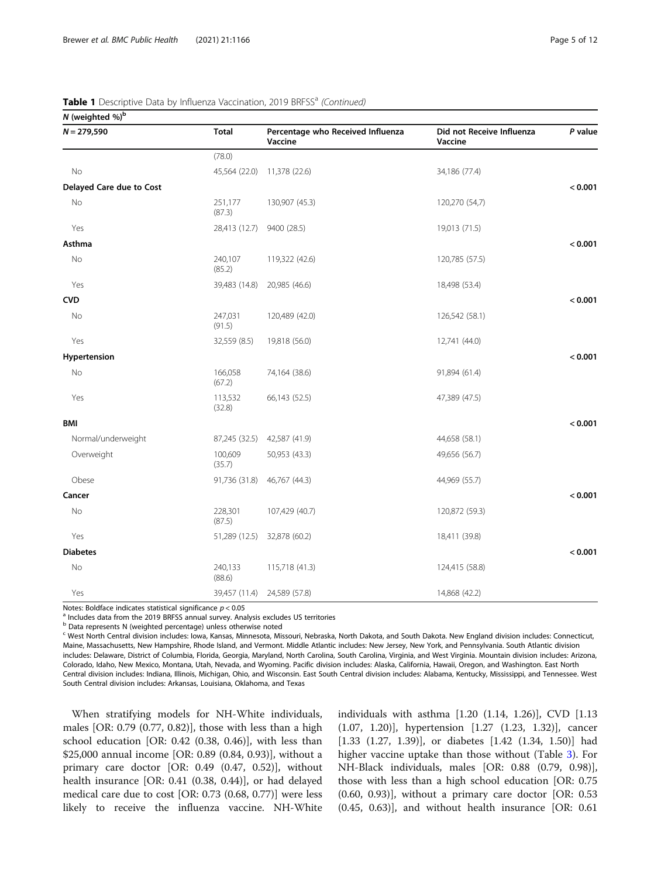**Table 1** Descriptive Data by Influenza Vaccination, 2019 BRFSS[a] *(Continued)*

| *N* (weighted %)[b] | | | | |
|---|---|---|---|---|
| *N* = 279,590 | **Total** | **Percentage who Received Influenza Vaccine** | **Did not Receive Influenza Vaccine** | ***P* value** |
| | (78.0) | | | |
| No | 45,564 (22.0) | 11,378 (22.6) | 34,186 (77.4) | |
| **Delayed Care due to Cost** | | | | **< 0.001** |
| No | 251,177 (87.3) | 130,907 (45.3) | 120,270 (54,7) | |
| Yes | 28,413 (12.7) | 9400 (28.5) | 19,013 (71.5) | |
| **Asthma** | | | | **< 0.001** |
| No | 240,107 (85.2) | 119,322 (42.6) | 120,785 (57.5) | |
| Yes | 39,483 (14.8) | 20,985 (46.6) | 18,498 (53.4) | |
| **CVD** | | | | **< 0.001** |
| No | 247,031 (91.5) | 120,489 (42.0) | 126,542 (58.1) | |
| Yes | 32,559 (8.5) | 19,818 (56.0) | 12,741 (44.0) | |
| **Hypertension** | | | | **< 0.001** |
| No | 166,058 (67.2) | 74,164 (38.6) | 91,894 (61.4) | |
| Yes | 113,532 (32.8) | 66,143 (52.5) | 47,389 (47.5) | |
| **BMI** | | | | **< 0.001** |
| Normal/underweight | 87,245 (32.5) | 42,587 (41.9) | 44,658 (58.1) | |
| Overweight | 100,609 (35.7) | 50,953 (43.3) | 49,656 (56.7) | |
| Obese | 91,736 (31.8) | 46,767 (44.3) | 44,969 (55.7) | |
| **Cancer** | | | | **< 0.001** |
| No | 228,301 (87.5) | 107,429 (40.7) | 120,872 (59.3) | |
| Yes | 51,289 (12.5) | 32,878 (60.2) | 18,411 (39.8) | |
| **Diabetes** | | | | **< 0.001** |
| No | 240,133 (88.6) | 115,718 (41.3) | 124,415 (58.8) | |
| Yes | 39,457 (11.4) | 24,589 (57.8) | 14,868 (42.2) | |

Notes: Boldface indicates statistical significance $p < 0.05$

[a] Includes data from the 2019 BRFSS annual survey. Analysis excludes US territories

[b] Data represents N (weighted percentage) unless otherwise noted

[c] West North Central division includes: Iowa, Kansas, Minnesota, Missouri, Nebraska, North Dakota, and South Dakota. New England division includes: Connecticut, Maine, Massachusetts, New Hampshire, Rhode Island, and Vermont. Middle Atlantic includes: New Jersey, New York, and Pennsylvania. South Atlantic division includes: Delaware, District of Columbia, Florida, Georgia, Maryland, North Carolina, South Carolina, Virginia, and West Virginia. Mountain division includes: Arizona, Colorado, Idaho, New Mexico, Montana, Utah, Nevada, and Wyoming. Pacific division includes: Alaska, California, Hawaii, Oregon, and Washington. East North Central division includes: Indiana, Illinois, Michigan, Ohio, and Wisconsin. East South Central division includes: Alabama, Kentucky, Mississippi, and Tennessee. West South Central division includes: Arkansas, Louisiana, Oklahoma, and Texas

When stratifying models for NH-White individuals, males [OR: 0.79 (0.77, 0.82)], those with less than a high school education [OR: 0.42 (0.38, 0.46)], with less than $25,000 annual income [OR: 0.89 (0.84, 0.93)], without a primary care doctor [OR: 0.49 (0.47, 0.52)], without health insurance [OR: 0.41 (0.38, 0.44)], or had delayed medical care due to cost [OR: 0.73 (0.68, 0.77)] were less likely to receive the influenza vaccine. NH-White individuals with asthma [1.20 (1.14, 1.26)], CVD [1.13 (1.07, 1.20)], hypertension [1.27 (1.23, 1.32)], cancer [1.33 (1.27, 1.39)], or diabetes [1.42 (1.34, 1.50)] had higher vaccine uptake than those without (Table 3). For NH-Black individuals, males [OR: 0.88 (0.79, 0.98)], those with less than a high school education [OR: 0.75 (0.60, 0.93)], without a primary care doctor [OR: 0.53 (0.45, 0.63)], and without health insurance [OR: 0.61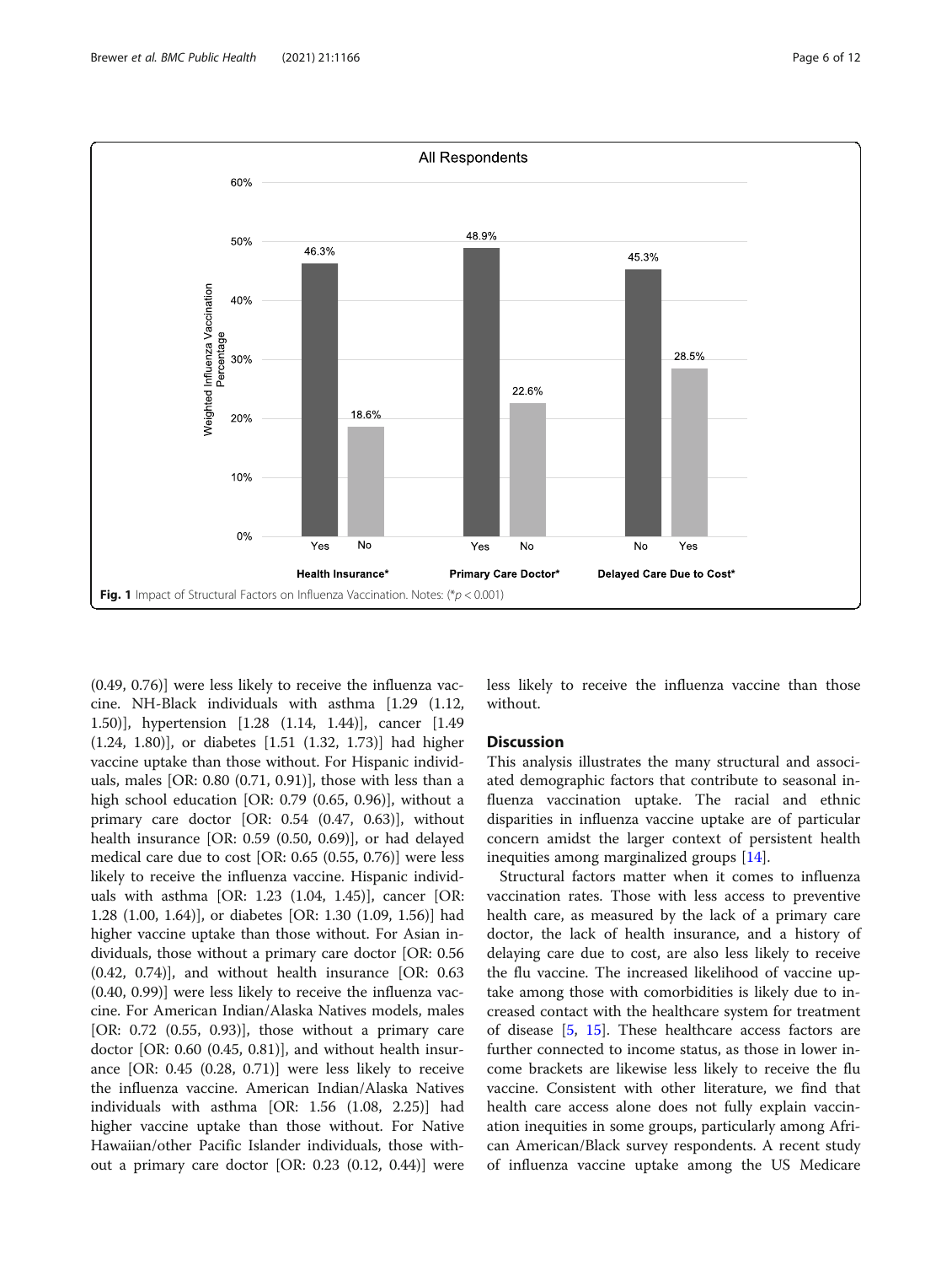Fig. 1 Impact of Structural Factors on Influenza Vaccination. Notes: (*$p < 0.001$)

(0.49, 0.76)] were less likely to receive the influenza vaccine. NH-Black individuals with asthma [1.29 (1.12, 1.50)], hypertension [1.28 (1.14, 1.44)], cancer [1.49 (1.24, 1.80)], or diabetes [1.51 (1.32, 1.73)] had higher vaccine uptake than those without. For Hispanic individuals, males [OR: 0.80 (0.71, 0.91)], those with less than a high school education [OR: 0.79 (0.65, 0.96)], without a primary care doctor [OR: 0.54 (0.47, 0.63)], without health insurance [OR: 0.59 (0.50, 0.69)], or had delayed medical care due to cost [OR: 0.65 (0.55, 0.76)] were less likely to receive the influenza vaccine. Hispanic individuals with asthma [OR: 1.23 (1.04, 1.45)], cancer [OR: 1.28 (1.00, 1.64)], or diabetes [OR: 1.30 (1.09, 1.56)] had higher vaccine uptake than those without. For Asian individuals, those without a primary care doctor [OR: 0.56 (0.42, 0.74)], and without health insurance [OR: 0.63 (0.40, 0.99)] were less likely to receive the influenza vaccine. For American Indian/Alaska Natives models, males [OR: 0.72 (0.55, 0.93)], those without a primary care doctor [OR: 0.60 (0.45, 0.81)], and without health insurance [OR: 0.45 (0.28, 0.71)] were less likely to receive the influenza vaccine. American Indian/Alaska Natives individuals with asthma [OR: 1.56 (1.08, 2.25)] had higher vaccine uptake than those without. For Native Hawaiian/other Pacific Islander individuals, those without a primary care doctor [OR: 0.23 (0.12, 0.44)] were less likely to receive the influenza vaccine than those without.

## Discussion

This analysis illustrates the many structural and associated demographic factors that contribute to seasonal influenza vaccination uptake. The racial and ethnic disparities in influenza vaccine uptake are of particular concern amidst the larger context of persistent health inequities among marginalized groups [14].

Structural factors matter when it comes to influenza vaccination rates. Those with less access to preventive health care, as measured by the lack of a primary care doctor, the lack of health insurance, and a history of delaying care due to cost, are also less likely to receive the flu vaccine. The increased likelihood of vaccine uptake among those with comorbidities is likely due to increased contact with the healthcare system for treatment of disease [5, 15]. These healthcare access factors are further connected to income status, as those in lower income brackets are likewise less likely to receive the flu vaccine. Consistent with other literature, we find that health care access alone does not fully explain vaccination inequities in some groups, particularly among African American/Black survey respondents. A recent study of influenza vaccine uptake among the US Medicare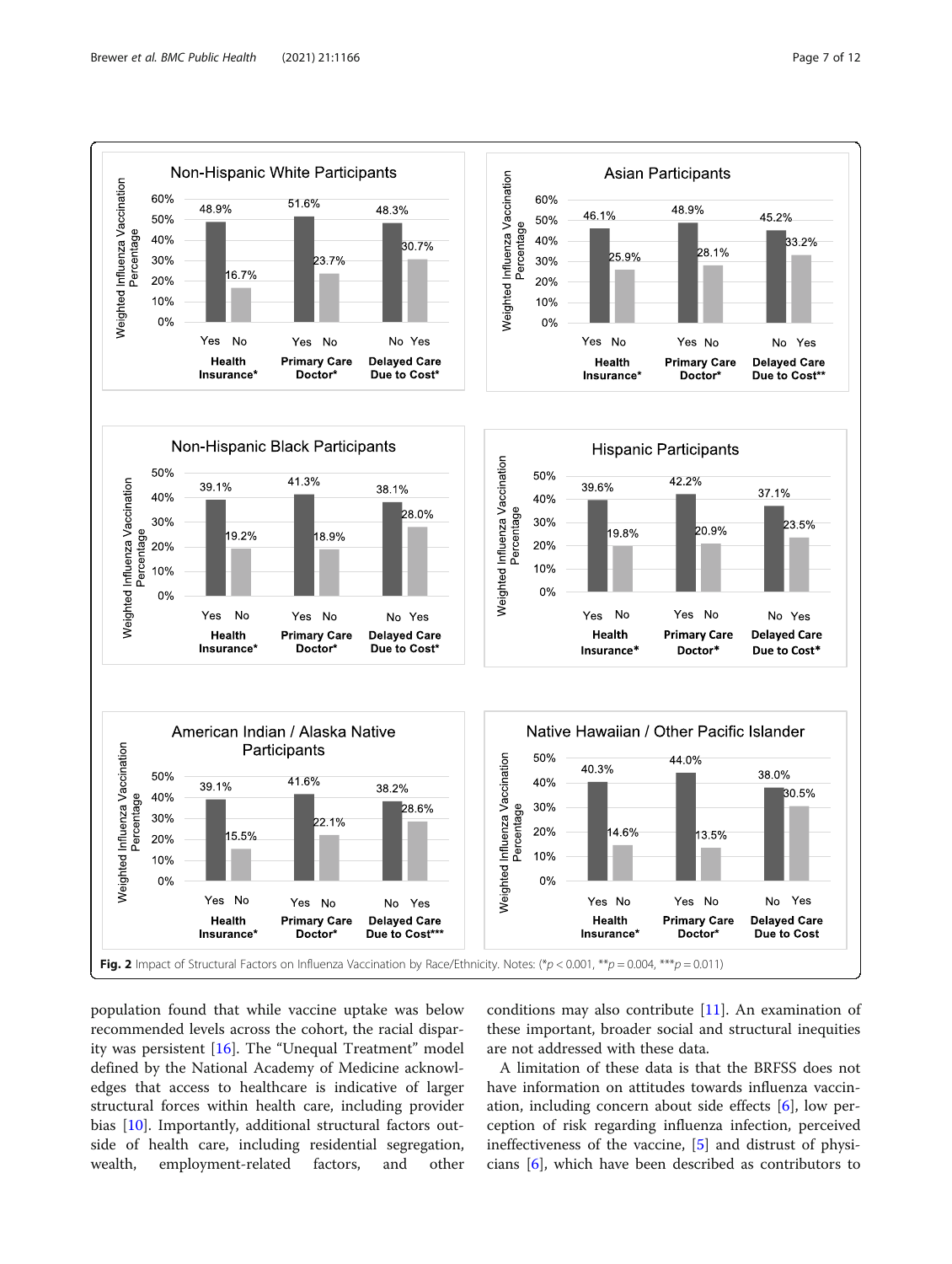Fig. 2 Impact of Structural Factors on Influenza Vaccination by Race/Ethnicity. Notes: (*$p < 0.001$, **$p = 0.004$, ***$p = 0.011$)

population found that while vaccine uptake was below recommended levels across the cohort, the racial disparity was persistent [16]. The "Unequal Treatment" model defined by the National Academy of Medicine acknowledges that access to healthcare is indicative of larger structural forces within health care, including provider bias [10]. Importantly, additional structural factors outside of health care, including residential segregation, wealth, employment-related factors, and other conditions may also contribute [11]. An examination of these important, broader social and structural inequities are not addressed with these data.

A limitation of these data is that the BRFSS does not have information on attitudes towards influenza vaccination, including concern about side effects [6], low perception of risk regarding influenza infection, perceived ineffectiveness of the vaccine, [5] and distrust of physicians [6], which have been described as contributors to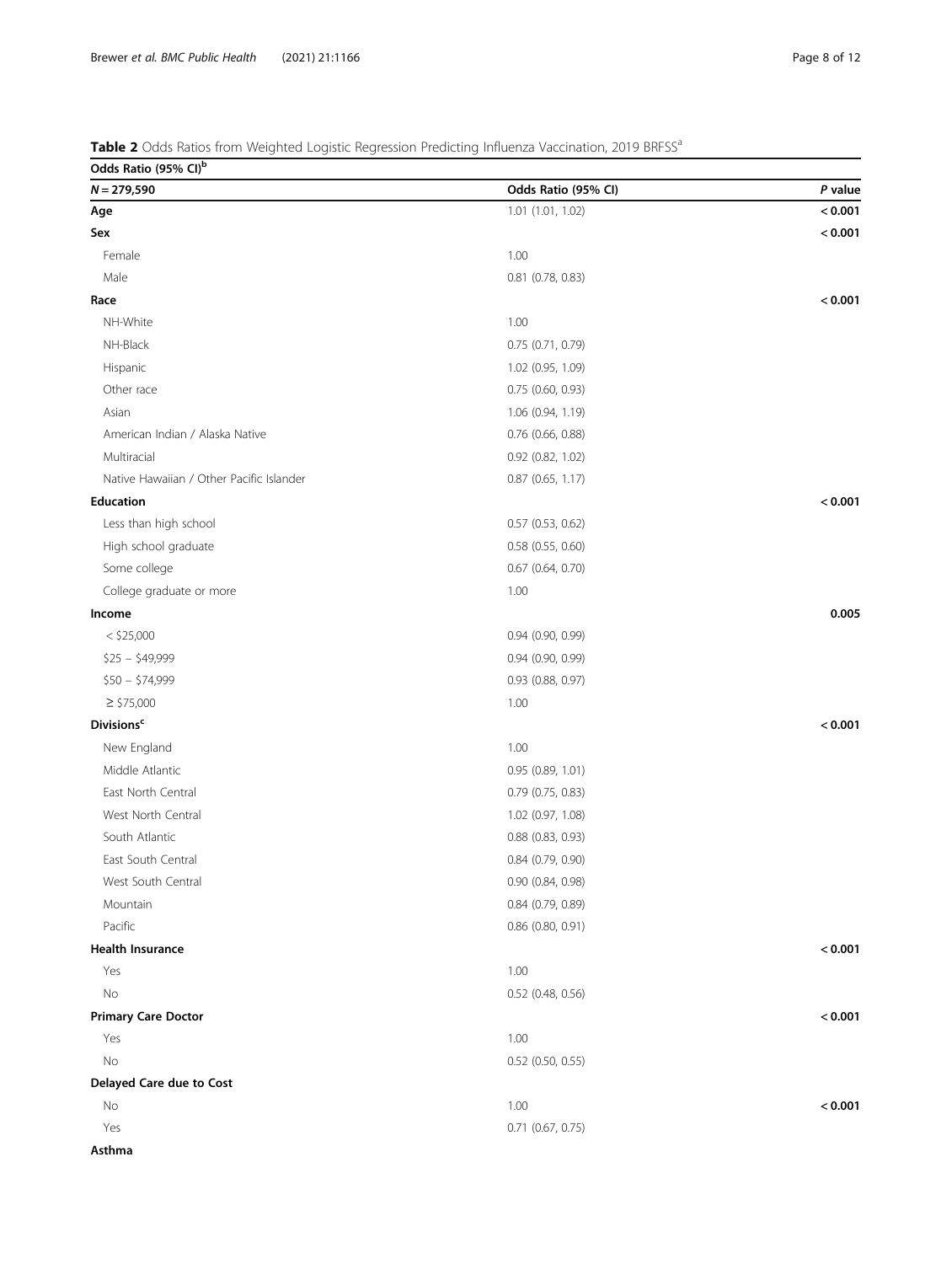**Table 2** Odds Ratios from Weighted Logistic Regression Predicting Influenza Vaccination, 2019 BRFSS[a]

| Odds Ratio (95% CI)[b] | | |
|---|---|---|
| ***N* = 279,590** | **Odds Ratio (95% CI)** | ***P* value** |
| **Age** | 1.01 (1.01, 1.02) | **< 0.001** |
| **Sex** | | **< 0.001** |
| Female | 1.00 | |
| Male | 0.81 (0.78, 0.83) | |
| **Race** | | **< 0.001** |
| NH-White | 1.00 | |
| NH-Black | 0.75 (0.71, 0.79) | |
| Hispanic | 1.02 (0.95, 1.09) | |
| Other race | 0.75 (0.60, 0.93) | |
| Asian | 1.06 (0.94, 1.19) | |
| American Indian / Alaska Native | 0.76 (0.66, 0.88) | |
| Multiracial | 0.92 (0.82, 1.02) | |
| Native Hawaiian / Other Pacific Islander | 0.87 (0.65, 1.17) | |
| **Education** | | **< 0.001** |
| Less than high school | 0.57 (0.53, 0.62) | |
| High school graduate | 0.58 (0.55, 0.60) | |
| Some college | 0.67 (0.64, 0.70) | |
| College graduate or more | 1.00 | |
| **Income** | | **0.005** |
| < $25,000 | 0.94 (0.90, 0.99) | |
| $25 – $49,999 | 0.94 (0.90, 0.99) | |
| $50 – $74,999 | 0.93 (0.88, 0.97) | |
| ≥ $75,000 | 1.00 | |
| **Divisions**[c] | | **< 0.001** |
| New England | 1.00 | |
| Middle Atlantic | 0.95 (0.89, 1.01) | |
| East North Central | 0.79 (0.75, 0.83) | |
| West North Central | 1.02 (0.97, 1.08) | |
| South Atlantic | 0.88 (0.83, 0.93) | |
| East South Central | 0.84 (0.79, 0.90) | |
| West South Central | 0.90 (0.84, 0.98) | |
| Mountain | 0.84 (0.79, 0.89) | |
| Pacific | 0.86 (0.80, 0.91) | |
| **Health Insurance** | | **< 0.001** |
| Yes | 1.00 | |
| No | 0.52 (0.48, 0.56) | |
| **Primary Care Doctor** | | **< 0.001** |
| Yes | 1.00 | |
| No | 0.52 (0.50, 0.55) | |
| **Delayed Care due to Cost** | | |
| No | 1.00 | **< 0.001** |
| Yes | 0.71 (0.67, 0.75) | |
| **Asthma** | | |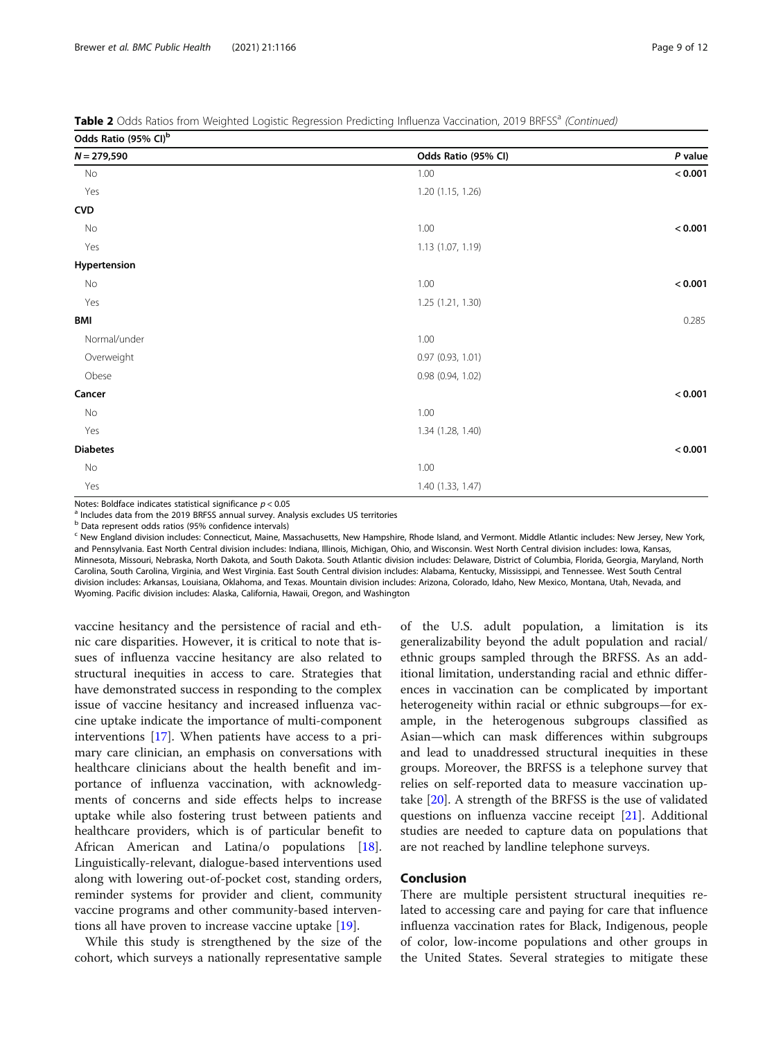**Table 2** Odds Ratios from Weighted Logistic Regression Predicting Influenza Vaccination, 2019 BRFSS[a] *(Continued)*

| Odds Ratio (95% CI)[b] | | |
|---|---|---|
| **N = 279,590** | **Odds Ratio (95% CI)** | **P value** |
| No | 1.00 | **< 0.001** |
| Yes | 1.20 (1.15, 1.26) | |
| **CVD** | | |
| No | 1.00 | **< 0.001** |
| Yes | 1.13 (1.07, 1.19) | |
| **Hypertension** | | |
| No | 1.00 | **< 0.001** |
| Yes | 1.25 (1.21, 1.30) | |
| **BMI** | | 0.285 |
| Normal/under | 1.00 | |
| Overweight | 0.97 (0.93, 1.01) | |
| Obese | 0.98 (0.94, 1.02) | |
| **Cancer** | | **< 0.001** |
| No | 1.00 | |
| Yes | 1.34 (1.28, 1.40) | |
| **Diabetes** | | **< 0.001** |
| No | 1.00 | |
| Yes | 1.40 (1.33, 1.47) | |

Notes: Boldface indicates statistical significance $p < 0.05$

[a] Includes data from the 2019 BRFSS annual survey. Analysis excludes US territories

[b] Data represent odds ratios (95% confidence intervals)

[c] New England division includes: Connecticut, Maine, Massachusetts, New Hampshire, Rhode Island, and Vermont. Middle Atlantic includes: New Jersey, New York, and Pennsylvania. East North Central division includes: Indiana, Illinois, Michigan, Ohio, and Wisconsin. West North Central division includes: Iowa, Kansas, Minnesota, Missouri, Nebraska, North Dakota, and South Dakota. South Atlantic division includes: Delaware, District of Columbia, Florida, Georgia, Maryland, North Carolina, South Carolina, Virginia, and West Virginia. East South Central division includes: Alabama, Kentucky, Mississippi, and Tennessee. West South Central division includes: Arkansas, Louisiana, Oklahoma, and Texas. Mountain division includes: Arizona, Colorado, Idaho, New Mexico, Montana, Utah, Nevada, and Wyoming. Pacific division includes: Alaska, California, Hawaii, Oregon, and Washington

vaccine hesitancy and the persistence of racial and ethnic care disparities. However, it is critical to note that issues of influenza vaccine hesitancy are also related to structural inequities in access to care. Strategies that have demonstrated success in responding to the complex issue of vaccine hesitancy and increased influenza vaccine uptake indicate the importance of multi-component interventions [17]. When patients have access to a primary care clinician, an emphasis on conversations with healthcare clinicians about the health benefit and importance of influenza vaccination, with acknowledgments of concerns and side effects helps to increase uptake while also fostering trust between patients and healthcare providers, which is of particular benefit to African American and Latina/o populations [18]. Linguistically-relevant, dialogue-based interventions used along with lowering out-of-pocket cost, standing orders, reminder systems for provider and client, community vaccine programs and other community-based interventions all have proven to increase vaccine uptake [19].

While this study is strengthened by the size of the cohort, which surveys a nationally representative sample of the U.S. adult population, a limitation is its generalizability beyond the adult population and racial/ethnic groups sampled through the BRFSS. As an additional limitation, understanding racial and ethnic differences in vaccination can be complicated by important heterogeneity within racial or ethnic subgroups—for example, in the heterogenous subgroups classified as Asian—which can mask differences within subgroups and lead to unaddressed structural inequities in these groups. Moreover, the BRFSS is a telephone survey that relies on self-reported data to measure vaccination uptake [20]. A strength of the BRFSS is the use of validated questions on influenza vaccine receipt [21]. Additional studies are needed to capture data on populations that are not reached by landline telephone surveys.

## Conclusion

There are multiple persistent structural inequities related to accessing care and paying for care that influence influenza vaccination rates for Black, Indigenous, people of color, low-income populations and other groups in the United States. Several strategies to mitigate these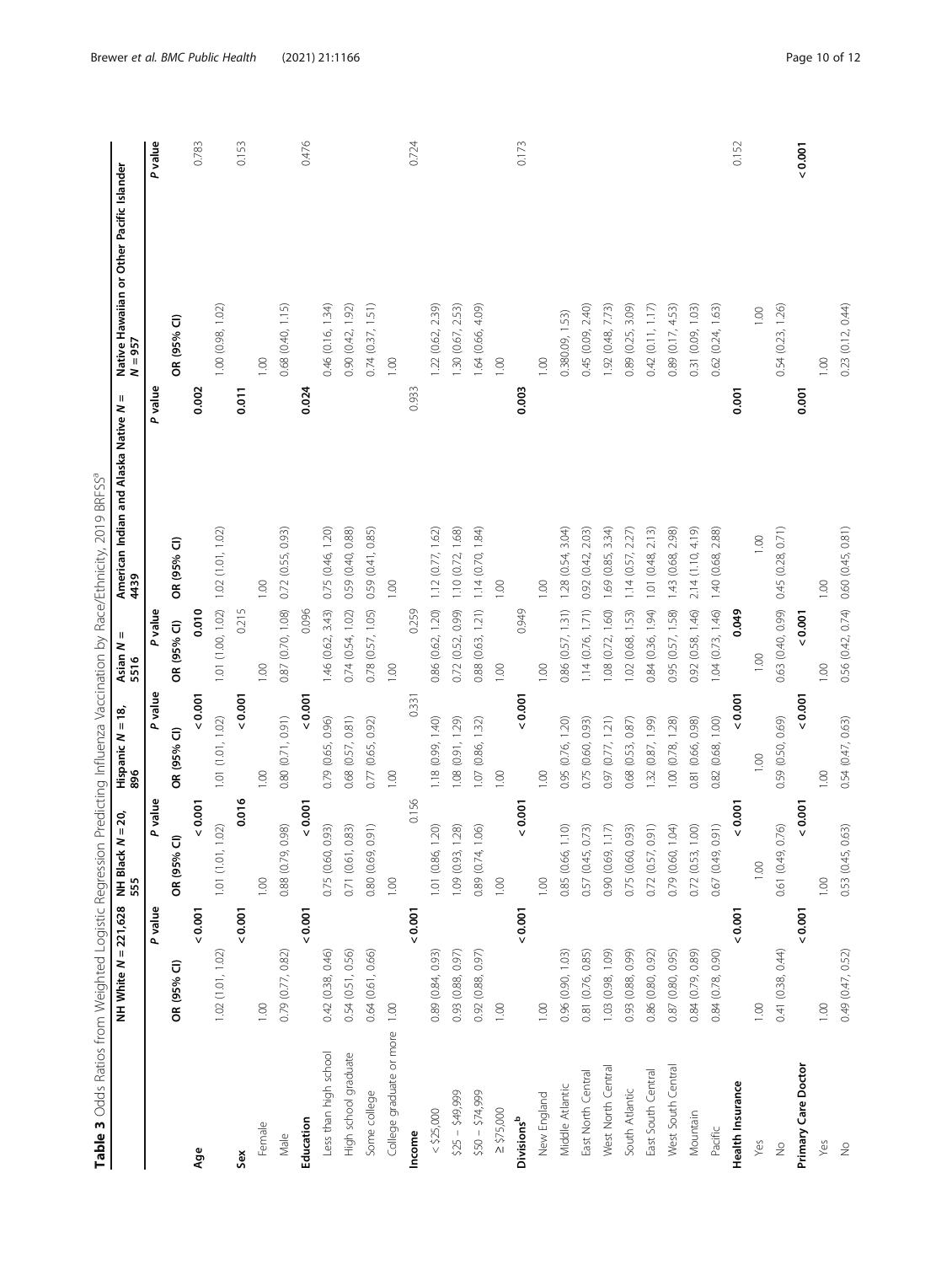**Table 3** Odds Ratios from Weighted Logistic Regression Predicting Influenza Vaccination by Race/Ethnicity, 2019 BRFSS[a]

| | NH White N = 221,628 | | NH Black N = 20,555 | | Hispanic N = 18,896 | | Asian N = 5516 | | American Indian and Alaska Native N = 4439 | | Native Hawaiian or Other Pacific Islander N = 957 | |
|---|---|---|---|---|---|---|---|---|---|---|---|---|
| | OR (95% CI) | P value | OR (95% CI) | P value | OR (95% CI) | P value | OR (95% CI) | P value | OR (95% CI) | P value | OR (95% CI) | P value |
| **Age** | 1.02 (1.01, 1.02) | **< 0.001** | 1.01 (1.01, 1.02) | **< 0.001** | 1.01 (1.01, 1.02) | **< 0.001** | 1.01 (1.00, 1.02) | **0.010** | 1.02 (1.01, 1.02) | **0.002** | 1.00 (0.98, 1.02) | 0.783 |
| **Sex** | | **< 0.001** | | **0.016** | | **< 0.001** | | 0.215 | | **0.011** | | 0.153 |
| Female | 1.00 | | 1.00 | | 1.00 | | 1.00 | | 1.00 | | 1.00 | |
| Male | 0.79 (0.77, 0.82) | | 0.88 (0.79, 0.98) | | 0.80 (0.71, 0.91) | | 0.87 (0.70, 1.08) | | 0.72 (0.55, 0.93) | | 0.68 (0.40, 1.15) | |
| **Education** | | **< 0.001** | | **< 0.001** | | **< 0.001** | | 0.096 | | **0.024** | | 0.476 |
| Less than high school | 0.42 (0.38, 0.46) | | 0.75 (0.60, 0.93) | | 0.79 (0.65, 0.96) | | 1.46 (0.62, 3.43) | | 0.75 (0.46, 1.20) | | 0.46 (0.16, 1.34) | |
| High school graduate | 0.54 (0.51, 0.56) | | 0.71 (0.61, 0.83) | | 0.68 (0.57, 0.81) | | 0.74 (0.54, 1.02) | | 0.59 (0.40, 0.88) | | 0.90 (0.42, 1.92) | |
| Some college | 0.64 (0.61, 0.66) | | 0.80 (0.69, 0.91) | | 0.77 (0.65, 0.92) | | 0.78 (0.57, 1.05) | | 0.59 (0.41, 0.85) | | 0.74 (0.37, 1.51) | |
| College graduate or more | 1.00 | | 1.00 | | 1.00 | | 1.00 | | 1.00 | | 1.00 | |
| **Income** | | **< 0.001** | | 0.156 | | 0.331 | | 0.259 | | 0.933 | | 0.724 |
| < $25,000 | 0.89 (0.84, 0.93) | | 1.01 (0.86, 1.20) | | 1.18 (0.99, 1.40) | | 0.86 (0.62, 1.20) | | 1.12 (0.77, 1.62) | | 1.22 (0.62, 2.39) | |
| $25 – $49,999 | 0.93 (0.88, 0.97) | | 1.09 (0.93, 1.28) | | 1.08 (0.91, 1.29) | | 0.72 (0.52, 0.99) | | 1.10 (0.72, 1.68) | | 1.30 (0.67, 2.53) | |
| $50 – $74,999 | 0.92 (0.88, 0.97) | | 0.89 (0.74, 1.06) | | 1.07 (0.86, 1.32) | | 0.88 (0.63, 1.21) | | 1.14 (0.70, 1.84) | | 1.64 (0.66, 4.09) | |
| ≥ $75,000 | 1.00 | | 1.00 | | 1.00 | | 1.00 | | 1.00 | | 1.00 | |
| **Divisions[b]** | | **< 0.001** | | **< 0.001** | | **< 0.001** | | 0.949 | | **0.003** | | 0.173 |
| New England | 1.00 | | 1.00 | | 1.00 | | 1.00 | | 1.00 | | 1.00 | |
| Middle Atlantic | 0.96 (0.90, 1.03) | | 0.85 (0.66, 1.10) | | 0.95 (0.76, 1.20) | | 0.86 (0.57, 1.31) | | 1.28 (0.54, 3.04) | | 0.380.09, 1.53) | |
| East North Central | 0.81 (0.76, 0.85) | | 0.57 (0.45, 0.73) | | 0.75 (0.60, 0.93) | | 1.14 (0.76, 1.71) | | 0.92 (0.42, 2.03) | | 0.45 (0.09, 2.40) | |
| West North Central | 1.03 (0.98, 1.09) | | 0.90 (0.69, 1.17) | | 0.97 (0.77, 1.21) | | 1.08 (0.72, 1.60) | | 1.69 (0.85, 3.34) | | 1.92 (0.48, 7.73) | |
| South Atlantic | 0.93 (0.88, 0.99) | | 0.75 (0.60, 0.93) | | 0.68 (0.53, 0.87) | | 1.02 (0.68, 1.53) | | 1.14 (0.57, 2.27) | | 0.89 (0.25, 3.09) | |
| East South Central | 0.86 (0.80, 0.92) | | 0.72 (0.57, 0.91) | | 1.32 (0.87, 1.99) | | 0.84 (0.36, 1.94) | | 1.01 (0.48, 2.13) | | 0.42 (0.11, 1.17) | |
| West South Central | 0.87 (0.80, 0.95) | | 0.79 (0.60, 1.04) | | 1.00 (0.78, 1.28) | | 0.95 (0.57, 1.58) | | 1.43 (0.68, 2.98) | | 0.89 (0.17, 4.53) | |
| Mountain | 0.84 (0.79, 0.89) | | 0.72 (0.53, 1.00) | | 0.81 (0.66, 0.98) | | 0.92 (0.58, 1.46) | | 2.14 (1.10, 4.19) | | 0.31 (0.09, 1.03) | |
| Pacific | 0.84 (0.78, 0.90) | | 0.67 (0.49, 0.91) | | 0.82 (0.68, 1.00) | | 1.04 (0.73, 1.46) | | 1.40 (0.68, 2.88) | | 0.62 (0.24, 1.63) | |
| **Health Insurance** | | **< 0.001** | | **< 0.001** | | **< 0.001** | | **0.049** | | **0.001** | | 0.152 |
| Yes | 1.00 | | 1.00 | | 1.00 | | 1.00 | | 1.00 | | 1.00 | |
| No | 0.41 (0.38, 0.44) | | 0.61 (0.49, 0.76) | | 0.59 (0.50, 0.69) | | 0.63 (0.40, 0.99) | | 0.45 (0.28, 0.71) | | 0.54 (0.23, 1.26) | |
| **Primary Care Doctor** | | **< 0.001** | | **< 0.001** | | **< 0.001** | | **< 0.001** | | **0.001** | | **< 0.001** |
| Yes | 1.00 | | 1.00 | | 1.00 | | 1.00 | | 1.00 | | 1.00 | |
| No | 0.49 (0.47, 0.52) | | 0.53 (0.45, 0.63) | | 0.54 (0.47, 0.63) | | 0.56 (0.42, 0.74) | | 0.60 (0.45, 0.81) | | 0.23 (0.12, 0.44) | |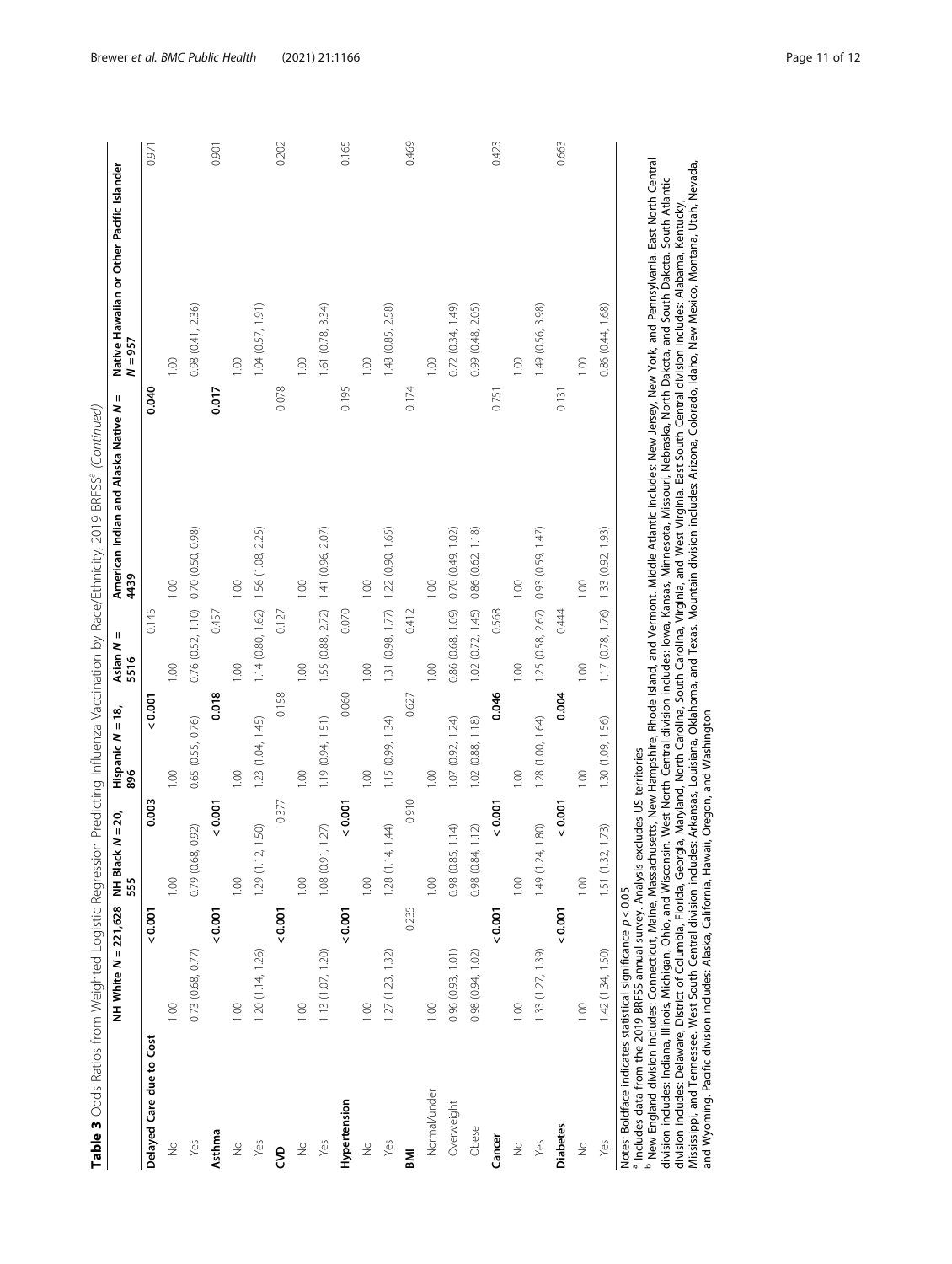**Table 3** Odds Ratios from Weighted Logistic Regression Predicting Influenza Vaccination by Race/Ethnicity, 2019 BRFSS[a] *(Continued)*

| | NH White N = 221,628 | NH Black N = 20,555 | Hispanic N = 18,896 | Asian N = 5516 | American Indian and Alaska Native N = 4439 | Native Hawaiian or Other Pacific Islander N = 957 |
|---|---|---|---|---|---|---|
| **Delayed Care due to Cost** | **< 0.001** | **0.003** | **< 0.001** | 0.145 | **0.040** | 0.971 |
| No | 1.00 | 1.00 | 1.00 | 1.00 | 1.00 | 1.00 |
| Yes | 0.73 (0.68, 0.77) | 0.79 (0.68, 0.92) | 0.65 (0.55, 0.76) | 0.76 (0.52, 1.10) | 0.70 (0.50, 0.98) | 0.98 (0.41, 2.36) |
| **Asthma** | **< 0.001** | **< 0.001** | **0.018** | 0.457 | **0.017** | 0.901 |
| No | 1.00 | 1.00 | 1.00 | 1.00 | 1.00 | 1.00 |
| Yes | 1.20 (1.14, 1.26) | 1.29 (1.12, 1.50) | 1.23 (1.04, 1.45) | 1.14 (0.80, 1.62) | 1.56 (1.08, 2.25) | 1.04 (0.57, 1.91) |
| **CVD** | **< 0.001** | 0.377 | 0.158 | 0.127 | 0.078 | 0.202 |
| No | 1.00 | 1.00 | 1.00 | 1.00 | 1.00 | 1.00 |
| Yes | 1.13 (1.07, 1.20) | 1.08 (0.91, 1.27) | 1.19 (0.94, 1.51) | 1.55 (0.88, 2.72) | 1.41 (0.96, 2.07) | 1.61 (0.78, 3.34) |
| **Hypertension** | **< 0.001** | **< 0.001** | 0.060 | 0.070 | 0.195 | 0.165 |
| No | 1.00 | 1.00 | 1.00 | 1.00 | 1.00 | 1.00 |
| Yes | 1.27 (1.23, 1.32) | 1.28 (1.14, 1.44) | 1.15 (0.99, 1.34) | 1.31 (0.98, 1.77) | 1.22 (0.90, 1.65) | 1.48 (0.85, 2.58) |
| **BMI** | 0.235 | 0.910 | 0.627 | 0.412 | 0.174 | 0.469 |
| Normal/under | 1.00 | 1.00 | 1.00 | 1.00 | 1.00 | 1.00 |
| Overweight | 0.96 (0.93, 1.01) | 0.98 (0.85, 1.14) | 1.07 (0.92, 1.24) | 0.86 (0.68, 1.09) | 0.70 (0.49, 1.02) | 0.72 (0.34, 1.49) |
| Obese | 0.98 (0.94, 1.02) | 0.98 (0.84, 1.12) | 1.02 (0.88, 1.18) | 1.02 (0.72, 1.45) | 0.86 (0.62, 1.18) | 0.99 (0.48, 2.05) |
| **Cancer** | **< 0.001** | **< 0.001** | **0.046** | 0.568 | 0.751 | 0.423 |
| No | 1.00 | 1.00 | 1.00 | 1.00 | 1.00 | 1.00 |
| Yes | 1.33 (1.27, 1.39) | 1.49 (1.24, 1.80) | 1.28 (1.00, 1.64) | 1.25 (0.58, 2.67) | 0.93 (0.59, 1.47) | 1.49 (0.56, 3.98) |
| **Diabetes** | **< 0.001** | **< 0.001** | **0.004** | 0.444 | 0.131 | 0.663 |
| No | 1.00 | 1.00 | 1.00 | 1.00 | 1.00 | 1.00 |
| Yes | 1.42 (1.34, 1.50) | 1.51 (1.32, 1.73) | 1.30 (1.09, 1.56) | 1.17 (0.78, 1.76) | 1.33 (0.92, 1.93) | 0.86 (0.44, 1.68) |

Notes: Boldface indicates statistical significance $p < 0.05$

[a] Includes data from the 2019 BRFSS annual survey. Analysis excludes US territories

[b] New England division includes: Connecticut, Maine, Massachusetts, New Hampshire, Rhode Island, and Vermont. Middle Atlantic includes: New Jersey, New York, and Pennsylvania. East North Central division includes: Indiana, Illinois, Michigan, Ohio, and Wisconsin. West North Central division includes: Iowa, Kansas, Minnesota, Missouri, Nebraska, North Dakota, and South Dakota. South Atlantic division includes: Delaware, District of Columbia, Florida, Georgia, Maryland, North Carolina, South Carolina, Virginia, and West Virginia. East South Central division includes: Alabama, Kentucky, Mississippi, and Tennessee. West South Central division includes: Arkansas, Louisiana, Oklahoma, and Texas. Mountain division includes: Arizona, Colorado, Idaho, New Mexico, Montana, Utah, Nevada, and Wyoming. Pacific division includes: Alaska, California, Hawaii, Oregon, and Washington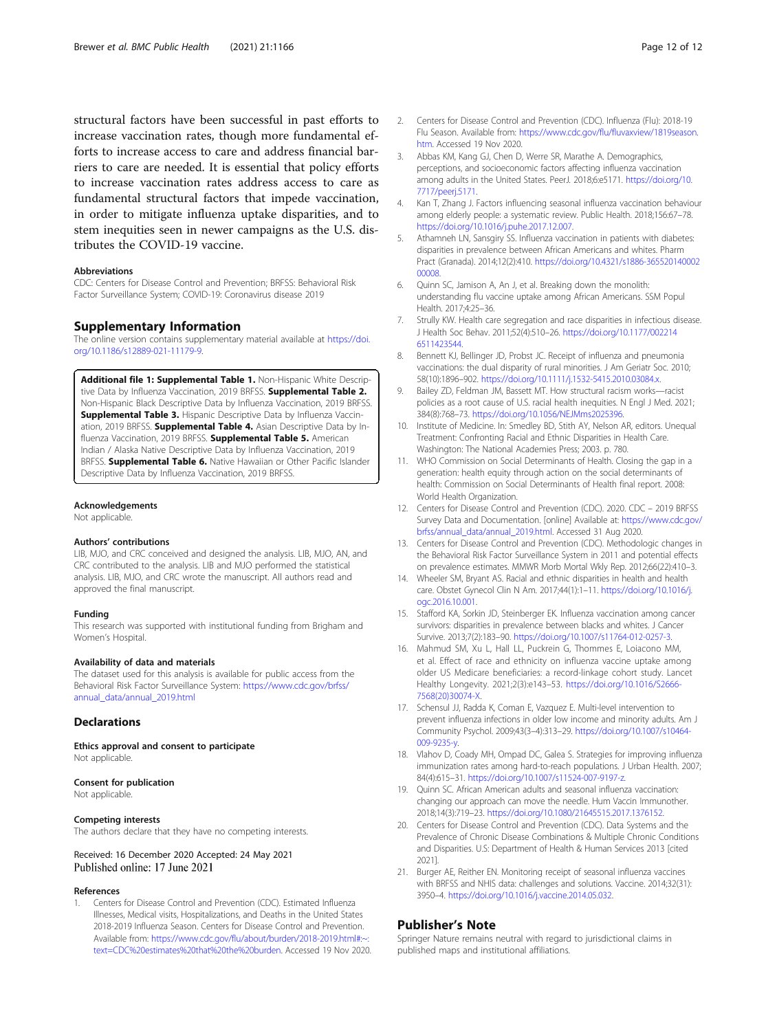structural factors have been successful in past efforts to increase vaccination rates, though more fundamental efforts to increase access to care and address financial barriers to care are needed. It is essential that policy efforts to increase vaccination rates address access to care as fundamental structural factors that impede vaccination, in order to mitigate influenza uptake disparities, and to stem inequities seen in newer campaigns as the U.S. distributes the COVID-19 vaccine.

#### Abbreviations

CDC: Centers for Disease Control and Prevention; BRFSS: Behavioral Risk Factor Surveillance System; COVID-19: Coronavirus disease 2019

## Supplementary Information

The online version contains supplementary material available at https://doi.org/10.1186/s12889-021-11179-9.

**Additional file 1: Supplemental Table 1.** Non-Hispanic White Descriptive Data by Influenza Vaccination, 2019 BRFSS. **Supplemental Table 2.** Non-Hispanic Black Descriptive Data by Influenza Vaccination, 2019 BRFSS. **Supplemental Table 3.** Hispanic Descriptive Data by Influenza Vaccination, 2019 BRFSS. **Supplemental Table 4.** Asian Descriptive Data by Influenza Vaccination, 2019 BRFSS. **Supplemental Table 5.** American Indian / Alaska Native Descriptive Data by Influenza Vaccination, 2019 BRFSS. **Supplemental Table 6.** Native Hawaiian or Other Pacific Islander Descriptive Data by Influenza Vaccination, 2019 BRFSS.

#### Acknowledgements

Not applicable.

#### Authors' contributions

LIB, MJO, and CRC conceived and designed the analysis. LIB, MJO, AN, and CRC contributed to the analysis. LIB and MJO performed the statistical analysis. LIB, MJO, and CRC wrote the manuscript. All authors read and approved the final manuscript.

#### Funding

This research was supported with institutional funding from Brigham and Women's Hospital.

#### Availability of data and materials

The dataset used for this analysis is available for public access from the Behavioral Risk Factor Surveillance System: https://www.cdc.gov/brfss/annual_data/annual_2019.html

### Declarations

#### Ethics approval and consent to participate

Not applicable.

#### Consent for publication

Not applicable.

#### Competing interests

The authors declare that they have no competing interests.

Received: 16 December 2020 Accepted: 24 May 2021
Published online: 17 June 2021

#### References

1. Centers for Disease Control and Prevention (CDC). Estimated Influenza Illnesses, Medical visits, Hospitalizations, and Deaths in the United States 2018-2019 Influenza Season. Centers for Disease Control and Prevention. Available from: https://www.cdc.gov/flu/about/burden/2018-2019.html#:~:text=CDC%20estimates%20that%20the%20burden. Accessed 19 Nov 2020.
2. Centers for Disease Control and Prevention (CDC). Influenza (Flu): 2018-19 Flu Season. Available from: https://www.cdc.gov/flu/fluvaxview/1819season.htm. Accessed 19 Nov 2020.
3. Abbas KM, Kang GJ, Chen D, Werre SR, Marathe A. Demographics, perceptions, and socioeconomic factors affecting influenza vaccination among adults in the United States. PeerJ. 2018;6:e5171. https://doi.org/10.7717/peerj.5171.
4. Kan T, Zhang J. Factors influencing seasonal influenza vaccination behaviour among elderly people: a systematic review. Public Health. 2018;156:67–78. https://doi.org/10.1016/j.puhe.2017.12.007.
5. Athamneh LN, Sansgiry SS. Influenza vaccination in patients with diabetes: disparities in prevalence between African Americans and whites. Pharm Pract (Granada). 2014;12(2):410. https://doi.org/10.4321/s1886-36552014000200008.
6. Quinn SC, Jamison A, An J, et al. Breaking down the monolith: understanding flu vaccine uptake among African Americans. SSM Popul Health. 2017;4:25–36.
7. Strully KW. Health care segregation and race disparities in infectious disease. J Health Soc Behav. 2011;52(4):510–26. https://doi.org/10.1177/0022146511423544.
8. Bennett KJ, Bellinger JD, Probst JC. Receipt of influenza and pneumonia vaccinations: the dual disparity of rural minorities. J Am Geriatr Soc. 2010;58(10):1896–902. https://doi.org/10.1111/j.1532-5415.2010.03084.x.
9. Bailey ZD, Feldman JM, Bassett MT. How structural racism works—racist policies as a root cause of U.S. racial health inequities. N Engl J Med. 2021;384(8):768–73. https://doi.org/10.1056/NEJMms2025396.
10. Institute of Medicine. In: Smedley BD, Stith AY, Nelson AR, editors. Unequal Treatment: Confronting Racial and Ethnic Disparities in Health Care. Washington: The National Academies Press; 2003. p. 780.
11. WHO Commission on Social Determinants of Health. Closing the gap in a generation: health equity through action on the social determinants of health: Commission on Social Determinants of Health final report. 2008: World Health Organization.
12. Centers for Disease Control and Prevention (CDC). 2020. CDC – 2019 BRFSS Survey Data and Documentation. [online] Available at: https://www.cdc.gov/brfss/annual_data/annual_2019.html. Accessed 31 Aug 2020.
13. Centers for Disease Control and Prevention (CDC). Methodologic changes in the Behavioral Risk Factor Surveillance System in 2011 and potential effects on prevalence estimates. MMWR Morb Mortal Wkly Rep. 2012;66(22):410–3.
14. Wheeler SM, Bryant AS. Racial and ethnic disparities in health and health care. Obstet Gynecol Clin N Am. 2017;44(1):1–11. https://doi.org/10.1016/j.ogc.2016.10.001.
15. Stafford KA, Sorkin JD, Steinberger EK. Influenza vaccination among cancer survivors: disparities in prevalence between blacks and whites. J Cancer Survive. 2013;7(2):183–90. https://doi.org/10.1007/s11764-012-0257-3.
16. Mahmud SM, Xu L, Hall LL, Puckrein G, Thommes E, Loiacono MM, et al. Effect of race and ethnicity on influenza vaccine uptake among older US Medicare beneficiaries: a record-linkage cohort study. Lancet Healthy Longevity. 2021;2(3):e143–53. https://doi.org/10.1016/S2666-7568(20)30074-X.
17. Schensul JJ, Radda K, Coman E, Vazquez E. Multi-level intervention to prevent influenza infections in older low income and minority adults. Am J Community Psychol. 2009;43(3–4):313–29. https://doi.org/10.1007/s10464-009-9235-y.
18. Vlahov D, Coady MH, Ompad DC, Galea S. Strategies for improving influenza immunization rates among hard-to-reach populations. J Urban Health. 2007;84(4):615–31. https://doi.org/10.1007/s11524-007-9197-z.
19. Quinn SC. African American adults and seasonal influenza vaccination: changing our approach can move the needle. Hum Vaccin Immunother. 2018;14(3):719–23. https://doi.org/10.1080/21645515.2017.1376152.
20. Centers for Disease Control and Prevention (CDC). Data Systems and the Prevalence of Chronic Disease Combinations & Multiple Chronic Conditions and Disparities. U.S: Department of Health & Human Services 2013 [cited 2021].
21. Burger AE, Reither EN. Monitoring receipt of seasonal influenza vaccines with BRFSS and NHIS data: challenges and solutions. Vaccine. 2014;32(31):3950–4. https://doi.org/10.1016/j.vaccine.2014.05.032.

## Publisher's Note

Springer Nature remains neutral with regard to jurisdictional claims in published maps and institutional affiliations.